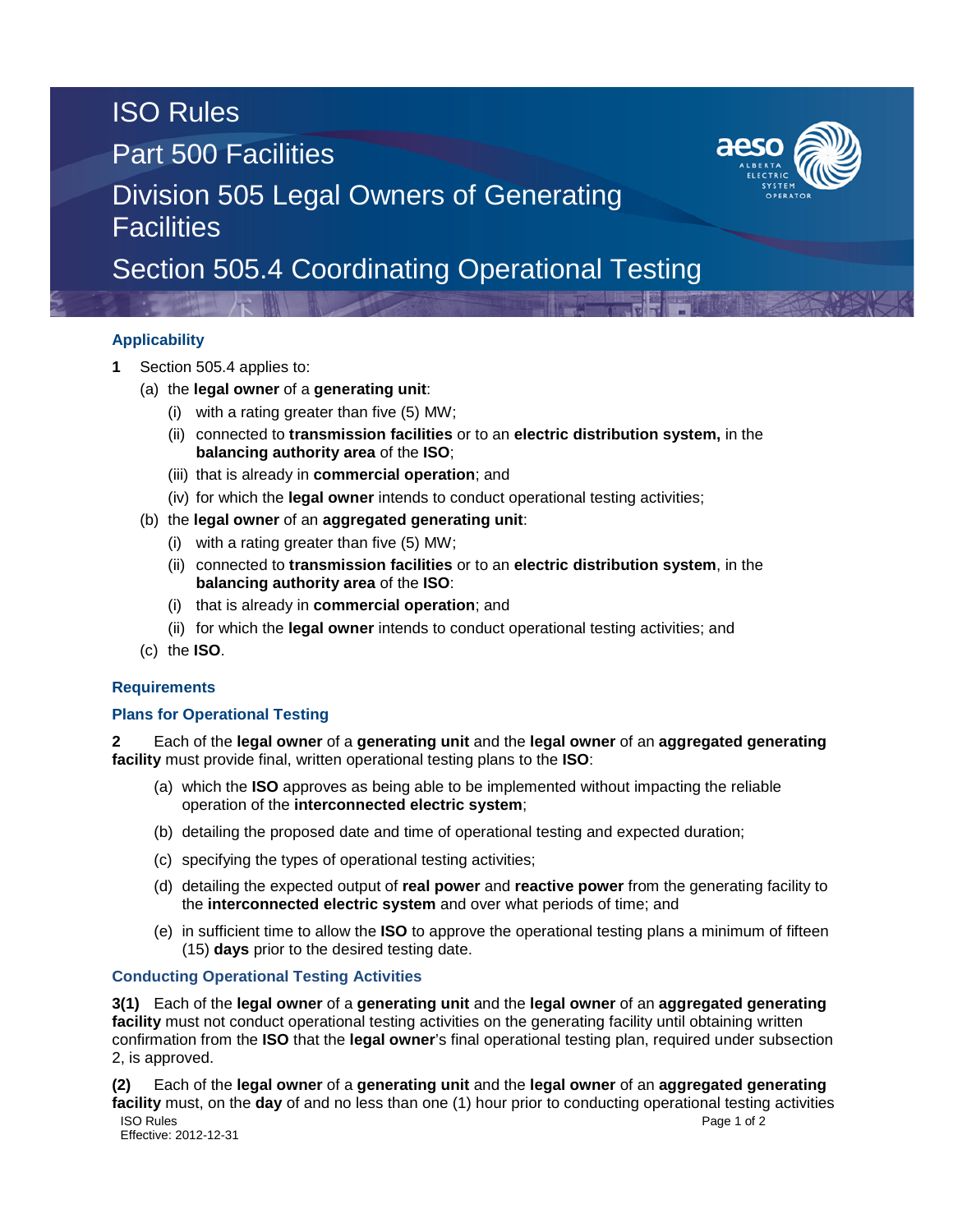# ISO Rules

# Part 500 Facilities

# Division 505 Legal Owners of Generating Facilities

# Section 505.4 Coordinating Operational Testing

## Applicability

**1** Section 505.4 applies to:

(a) the **legal owner** of a **generating unit**:

(i) with a rating greater than five (5) MW;

(ii) connected to **transmission facilities** or to an **electric distribution system,** in the **balancing authority area** of the **ISO**;

(iii) that is already in **commercial operation**; and

(iv) for which the **legal owner** intends to conduct operational testing activities;

(b) the **legal owner** of an **aggregated generating unit**:

(i) with a rating greater than five (5) MW;

(ii) connected to **transmission facilities** or to an **electric distribution system**, in the **balancing authority area** of the **ISO**:

(i) that is already in **commercial operation**; and

(ii) for which the **legal owner** intends to conduct operational testing activities; and

(c) the **ISO**.

## Requirements

### Plans for Operational Testing

**2** Each of the **legal owner** of a **generating unit** and the **legal owner** of an **aggregated generating facility** must provide final, written operational testing plans to the **ISO**:

(a) which the **ISO** approves as being able to be implemented without impacting the reliable operation of the **interconnected electric system**;

(b) detailing the proposed date and time of operational testing and expected duration;

(c) specifying the types of operational testing activities;

(d) detailing the expected output of **real power** and **reactive power** from the generating facility to the **interconnected electric system** and over what periods of time; and

(e) in sufficient time to allow the **ISO** to approve the operational testing plans a minimum of fifteen (15) **days** prior to the desired testing date.

### Conducting Operational Testing Activities

**3(1)** Each of the **legal owner** of a **generating unit** and the **legal owner** of an **aggregated generating facility** must not conduct operational testing activities on the generating facility until obtaining written confirmation from the **ISO** that the **legal owner**'s final operational testing plan, required under subsection 2, is approved.

**(2)** Each of the **legal owner** of a **generating unit** and the **legal owner** of an **aggregated generating facility** must, on the **day** of and no less than one (1) hour prior to conducting operational testing activities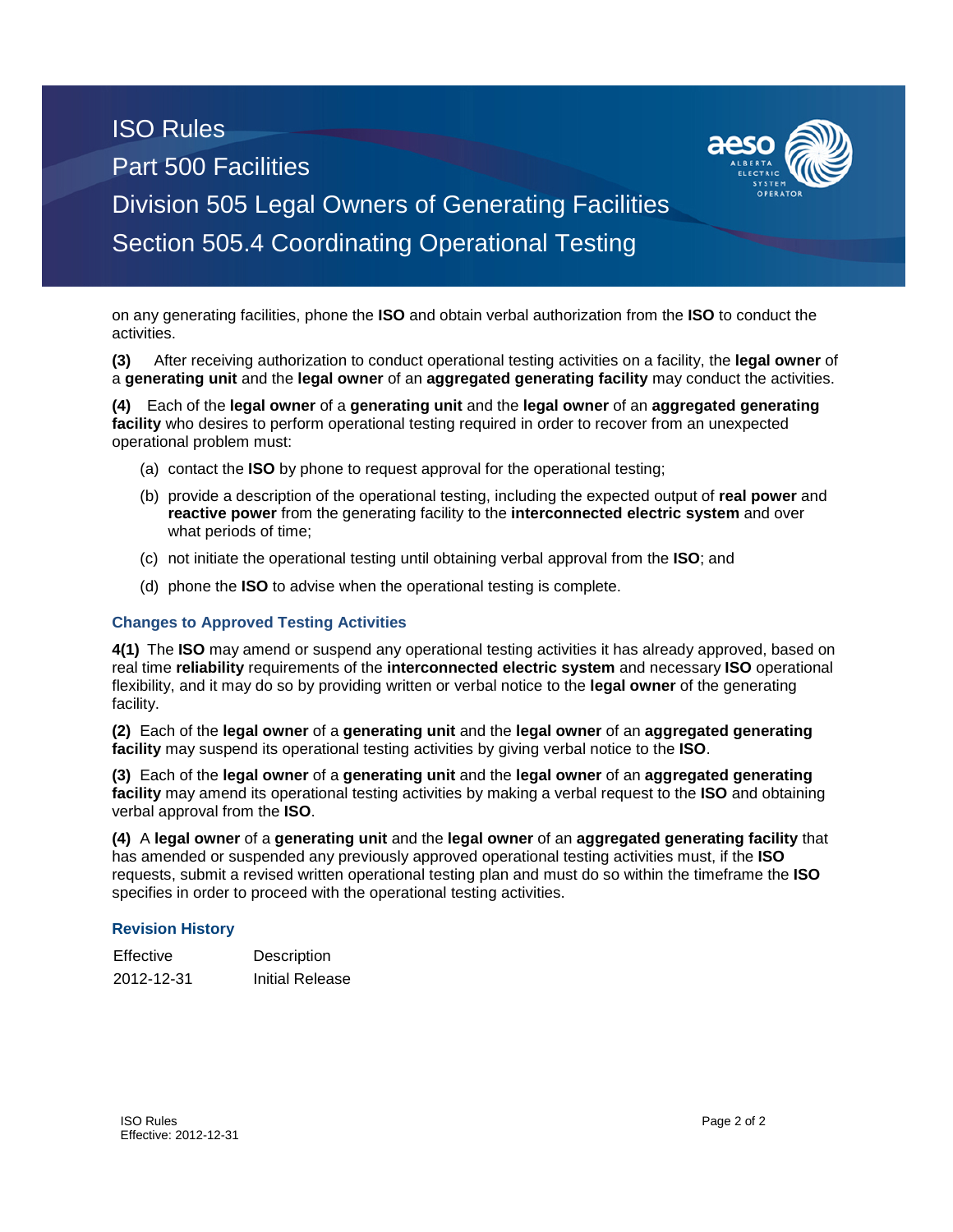on any generating facilities, phone the **ISO** and obtain verbal authorization from the **ISO** to conduct the activities.

**(3)** After receiving authorization to conduct operational testing activities on a facility, the **legal owner** of a **generating unit** and the **legal owner** of an **aggregated generating facility** may conduct the activities.

**(4)** Each of the **legal owner** of a **generating unit** and the **legal owner** of an **aggregated generating facility** who desires to perform operational testing required in order to recover from an unexpected operational problem must:

(a) contact the **ISO** by phone to request approval for the operational testing;

(b) provide a description of the operational testing, including the expected output of **real power** and **reactive power** from the generating facility to the **interconnected electric system** and over what periods of time;

(c) not initiate the operational testing until obtaining verbal approval from the **ISO**; and

(d) phone the **ISO** to advise when the operational testing is complete.

### Changes to Approved Testing Activities

**4(1)** The **ISO** may amend or suspend any operational testing activities it has already approved, based on real time **reliability** requirements of the **interconnected electric system** and necessary **ISO** operational flexibility, and it may do so by providing written or verbal notice to the **legal owner** of the generating facility.

**(2)** Each of the **legal owner** of a **generating unit** and the **legal owner** of an **aggregated generating facility** may suspend its operational testing activities by giving verbal notice to the **ISO**.

**(3)** Each of the **legal owner** of a **generating unit** and the **legal owner** of an **aggregated generating facility** may amend its operational testing activities by making a verbal request to the **ISO** and obtaining verbal approval from the **ISO**.

**(4)** A **legal owner** of a **generating unit** and the **legal owner** of an **aggregated generating facility** that has amended or suspended any previously approved operational testing activities must, if the **ISO** requests, submit a revised written operational testing plan and must do so within the timeframe the **ISO** specifies in order to proceed with the operational testing activities.

### Revision History

| Effective | Description |
|---|---|
| 2012-12-31 | Initial Release |